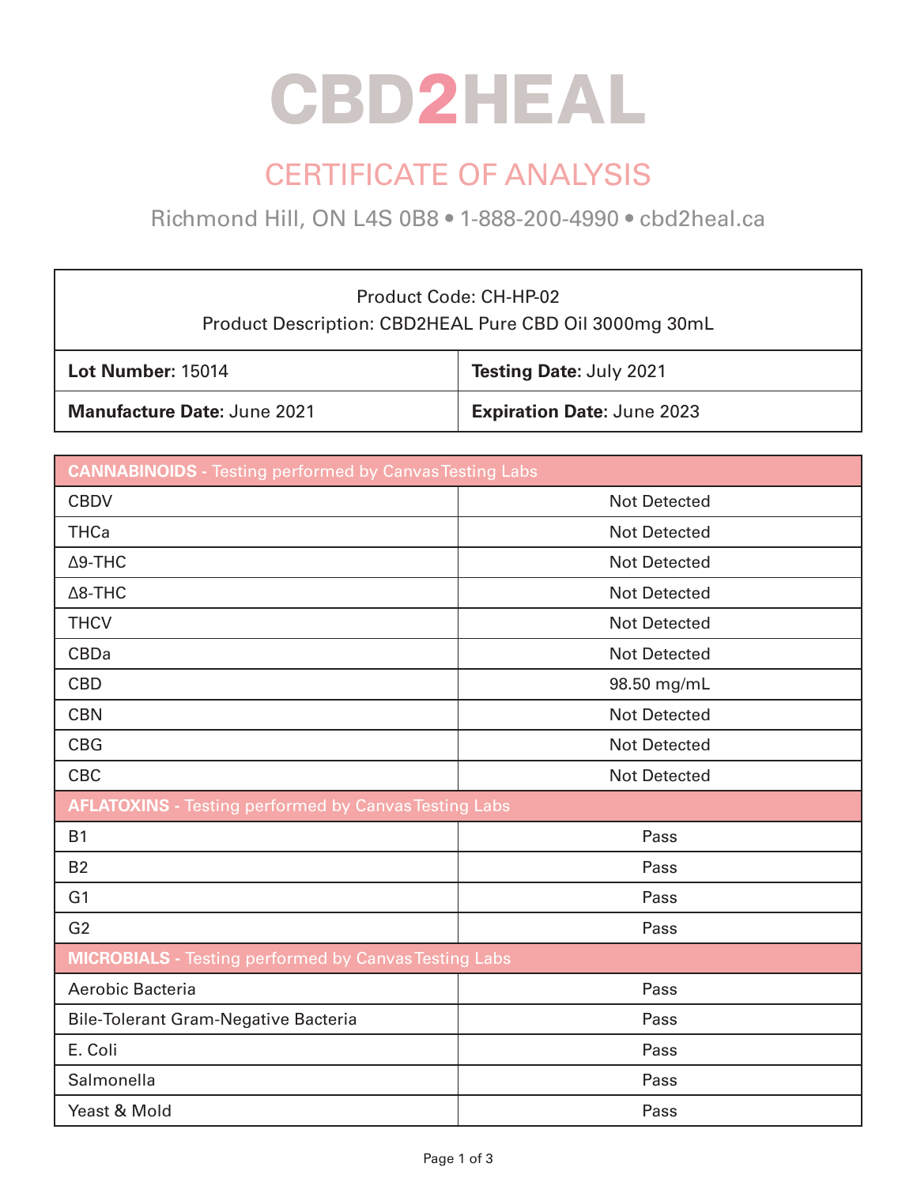# CBD2HEAL

## CERTIFICATE OF ANALYSIS

Richmond Hill, ON L4S 0B8 • 1-888-200-4990 • cbd2heal.ca

| Product Code: CH-HP-02<br>Product Description: CBD2HEAL Pure CBD Oil 3000mg 30mL | |
|---|---|
| **Lot Number:** 15014 | **Testing Date:** July 2021 |
| **Manufacture Date:** June 2021 | **Expiration Date:** June 2023 |

| **CANNABINOIDS -** Testing performed by Canvas Testing Labs | |
|---|---|
| CBDV | Not Detected |
| THCa | Not Detected |
| Δ9-THC | Not Detected |
| Δ8-THC | Not Detected |
| THCV | Not Detected |
| CBDa | Not Detected |
| CBD | 98.50 mg/mL |
| CBN | Not Detected |
| CBG | Not Detected |
| CBC | Not Detected |
| **AFLATOXINS -** Testing performed by Canvas Testing Labs | |
| B1 | Pass |
| B2 | Pass |
| G1 | Pass |
| G2 | Pass |
| **MICROBIALS -** Testing performed by Canvas Testing Labs | |
| Aerobic Bacteria | Pass |
| Bile-Tolerant Gram-Negative Bacteria | Pass |
| E. Coli | Pass |
| Salmonella | Pass |
| Yeast & Mold | Pass |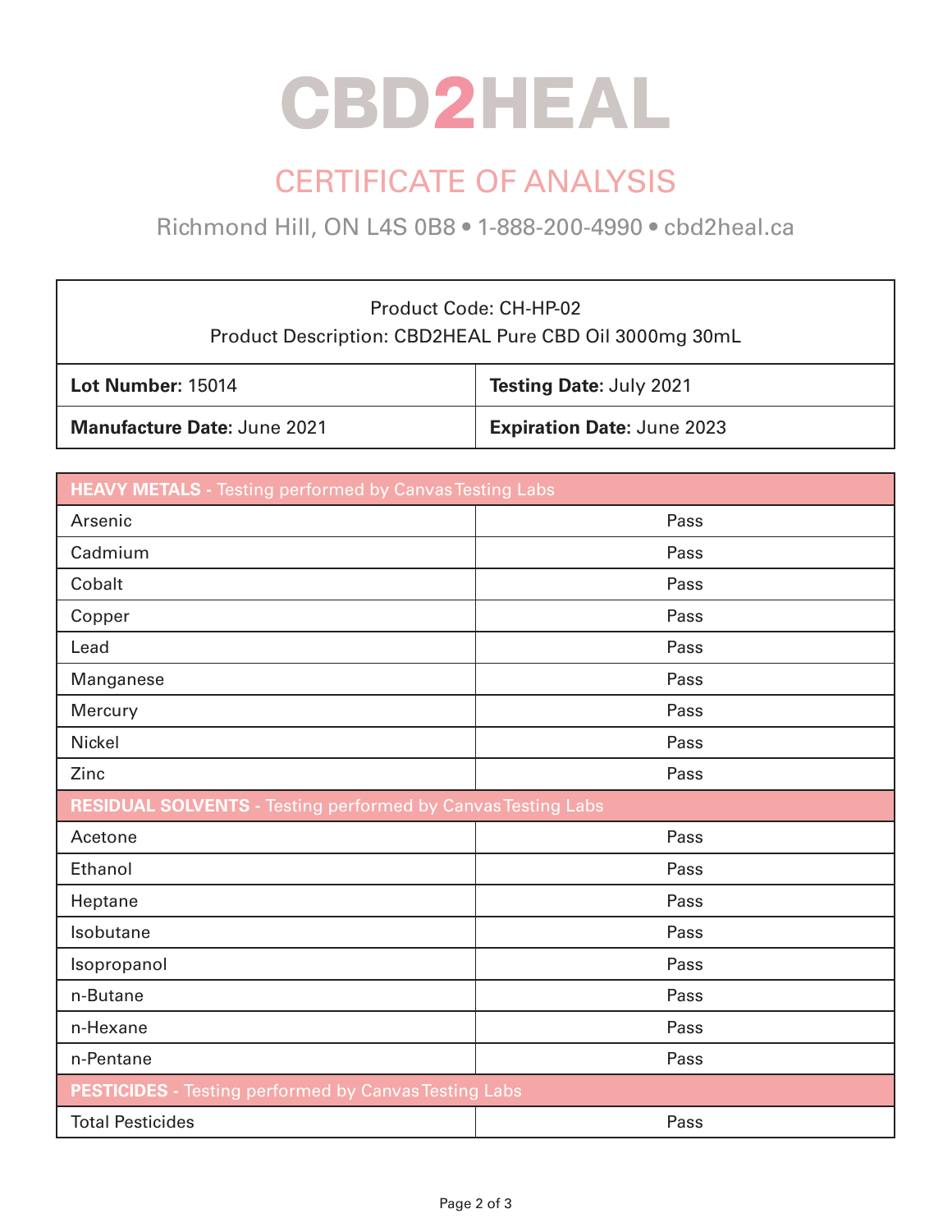# CBD2HEAL

## CERTIFICATE OF ANALYSIS

Richmond Hill, ON L4S 0B8 • 1-888-200-4990 • cbd2heal.ca

| Product Code: CH-HP-02<br>Product Description: CBD2HEAL Pure CBD Oil 3000mg 30mL | |
|---|---|
| **Lot Number:** 15014 | **Testing Date:** July 2021 |
| **Manufacture Date:** June 2021 | **Expiration Date:** June 2023 |

| **HEAVY METALS** - Testing performed by Canvas Testing Labs | |
|---|---|
| Arsenic | Pass |
| Cadmium | Pass |
| Cobalt | Pass |
| Copper | Pass |
| Lead | Pass |
| Manganese | Pass |
| Mercury | Pass |
| Nickel | Pass |
| Zinc | Pass |
| **RESIDUAL SOLVENTS** - Testing performed by Canvas Testing Labs | |
| Acetone | Pass |
| Ethanol | Pass |
| Heptane | Pass |
| Isobutane | Pass |
| Isopropanol | Pass |
| n-Butane | Pass |
| n-Hexane | Pass |
| n-Pentane | Pass |
| **PESTICIDES** - Testing performed by Canvas Testing Labs | |
| Total Pesticides | Pass |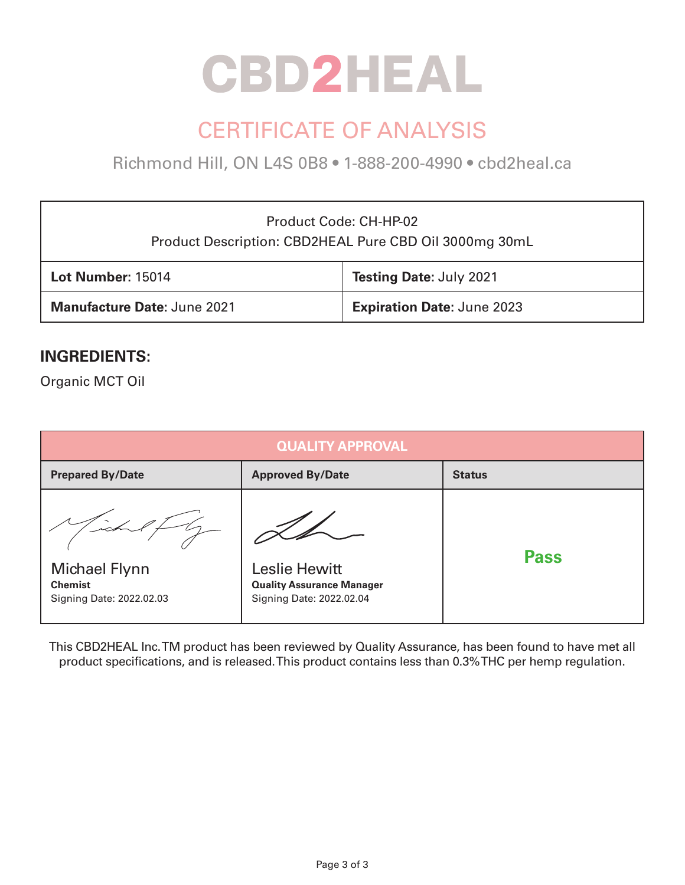# CBD2HEAL

## CERTIFICATE OF ANALYSIS

Richmond Hill, ON L4S 0B8 • 1-888-200-4990 • cbd2heal.ca

| Product Code: CH-HP-02<br>Product Description: CBD2HEAL Pure CBD Oil 3000mg 30mL | |
| --- | --- |
| **Lot Number:** 15014 | **Testing Date:** July 2021 |
| **Manufacture Date:** June 2021 | **Expiration Date:** June 2023 |

### INGREDIENTS:

Organic MCT Oil

| QUALITY APPROVAL | | |
| --- | --- | --- |
| **Prepared By/Date** | **Approved By/Date** | **Status** |
| Michael Flynn<br>**Chemist**<br>Signing Date: 2022.02.03 | Leslie Hewitt<br>**Quality Assurance Manager**<br>Signing Date: 2022.02.04 | **Pass** |

This CBD2HEAL Inc.TM product has been reviewed by Quality Assurance, has been found to have met all product specifications, and is released. This product contains less than 0.3% THC per hemp regulation.